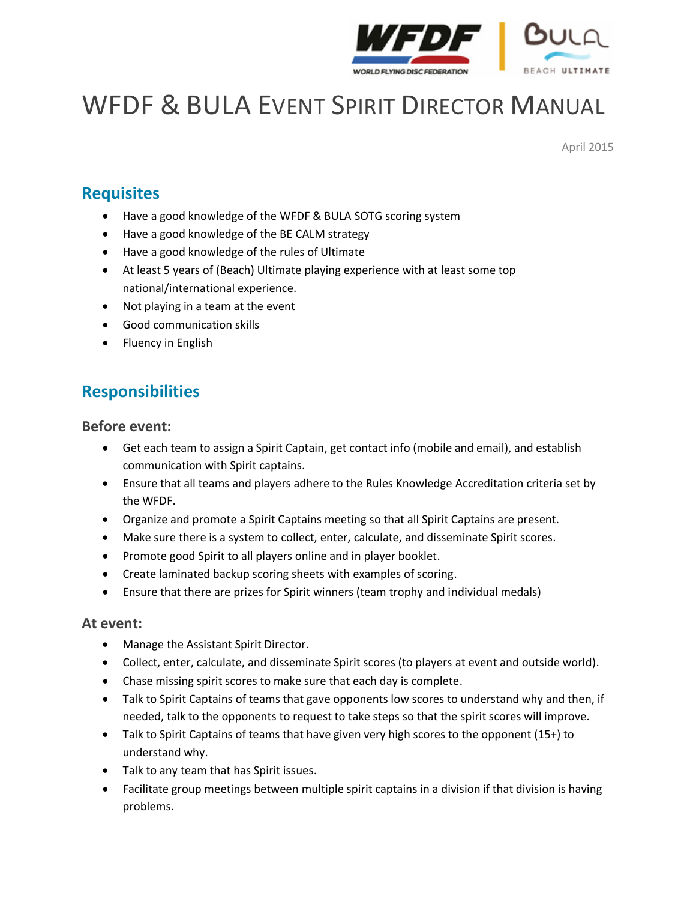# WFDF & BULA Event Spirit Director Manual

April 2015

## Requisites

- Have a good knowledge of the WFDF & BULA SOTG scoring system
- Have a good knowledge of the BE CALM strategy
- Have a good knowledge of the rules of Ultimate
- At least 5 years of (Beach) Ultimate playing experience with at least some top national/international experience.
- Not playing in a team at the event
- Good communication skills
- Fluency in English

## Responsibilities

### Before event:

- Get each team to assign a Spirit Captain, get contact info (mobile and email), and establish communication with Spirit captains.
- Ensure that all teams and players adhere to the Rules Knowledge Accreditation criteria set by the WFDF.
- Organize and promote a Spirit Captains meeting so that all Spirit Captains are present.
- Make sure there is a system to collect, enter, calculate, and disseminate Spirit scores.
- Promote good Spirit to all players online and in player booklet.
- Create laminated backup scoring sheets with examples of scoring.
- Ensure that there are prizes for Spirit winners (team trophy and individual medals)

### At event:

- Manage the Assistant Spirit Director.
- Collect, enter, calculate, and disseminate Spirit scores (to players at event and outside world).
- Chase missing spirit scores to make sure that each day is complete.
- Talk to Spirit Captains of teams that gave opponents low scores to understand why and then, if needed, talk to the opponents to request to take steps so that the spirit scores will improve.
- Talk to Spirit Captains of teams that have given very high scores to the opponent (15+) to understand why.
- Talk to any team that has Spirit issues.
- Facilitate group meetings between multiple spirit captains in a division if that division is having problems.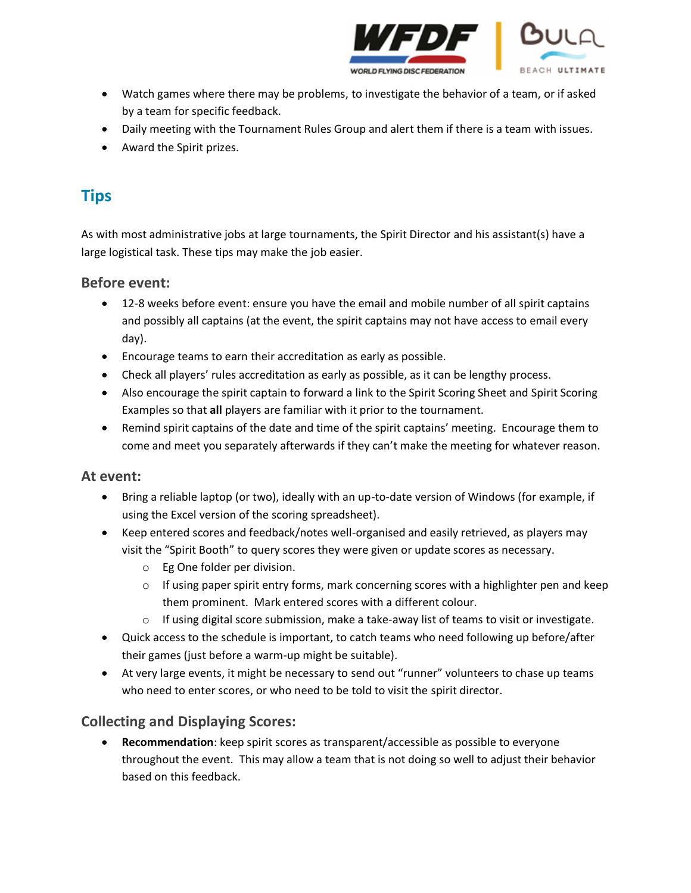- Watch games where there may be problems, to investigate the behavior of a team, or if asked by a team for specific feedback.
- Daily meeting with the Tournament Rules Group and alert them if there is a team with issues.
- Award the Spirit prizes.

## Tips

As with most administrative jobs at large tournaments, the Spirit Director and his assistant(s) have a large logistical task. These tips may make the job easier.

### Before event:

- 12-8 weeks before event: ensure you have the email and mobile number of all spirit captains and possibly all captains (at the event, the spirit captains may not have access to email every day).
- Encourage teams to earn their accreditation as early as possible.
- Check all players' rules accreditation as early as possible, as it can be lengthy process.
- Also encourage the spirit captain to forward a link to the Spirit Scoring Sheet and Spirit Scoring Examples so that **all** players are familiar with it prior to the tournament.
- Remind spirit captains of the date and time of the spirit captains' meeting. Encourage them to come and meet you separately afterwards if they can't make the meeting for whatever reason.

### At event:

- Bring a reliable laptop (or two), ideally with an up-to-date version of Windows (for example, if using the Excel version of the scoring spreadsheet).
- Keep entered scores and feedback/notes well-organised and easily retrieved, as players may visit the "Spirit Booth" to query scores they were given or update scores as necessary.
  - Eg One folder per division.
  - If using paper spirit entry forms, mark concerning scores with a highlighter pen and keep them prominent. Mark entered scores with a different colour.
  - If using digital score submission, make a take-away list of teams to visit or investigate.
- Quick access to the schedule is important, to catch teams who need following up before/after their games (just before a warm-up might be suitable).
- At very large events, it might be necessary to send out "runner" volunteers to chase up teams who need to enter scores, or who need to be told to visit the spirit director.

### Collecting and Displaying Scores:

- **Recommendation**: keep spirit scores as transparent/accessible as possible to everyone throughout the event. This may allow a team that is not doing so well to adjust their behavior based on this feedback.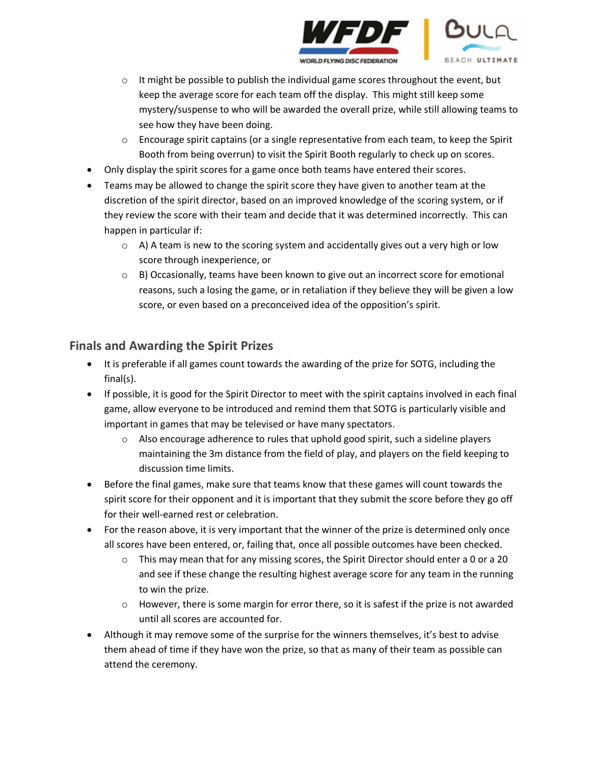- It might be possible to publish the individual game scores throughout the event, but keep the average score for each team off the display. This might still keep some mystery/suspense to who will be awarded the overall prize, while still allowing teams to see how they have been doing.
  - Encourage spirit captains (or a single representative from each team, to keep the Spirit Booth from being overrun) to visit the Spirit Booth regularly to check up on scores.
- Only display the spirit scores for a game once both teams have entered their scores.
- Teams may be allowed to change the spirit score they have given to another team at the discretion of the spirit director, based on an improved knowledge of the scoring system, or if they review the score with their team and decide that it was determined incorrectly. This can happen in particular if:
  - A) A team is new to the scoring system and accidentally gives out a very high or low score through inexperience, or
  - B) Occasionally, teams have been known to give out an incorrect score for emotional reasons, such a losing the game, or in retaliation if they believe they will be given a low score, or even based on a preconceived idea of the opposition's spirit.

## Finals and Awarding the Spirit Prizes

- It is preferable if all games count towards the awarding of the prize for SOTG, including the final(s).
- If possible, it is good for the Spirit Director to meet with the spirit captains involved in each final game, allow everyone to be introduced and remind them that SOTG is particularly visible and important in games that may be televised or have many spectators.
  - Also encourage adherence to rules that uphold good spirit, such a sideline players maintaining the 3m distance from the field of play, and players on the field keeping to discussion time limits.
- Before the final games, make sure that teams know that these games will count towards the spirit score for their opponent and it is important that they submit the score before they go off for their well-earned rest or celebration.
- For the reason above, it is very important that the winner of the prize is determined only once all scores have been entered, or, failing that, once all possible outcomes have been checked.
  - This may mean that for any missing scores, the Spirit Director should enter a 0 or a 20 and see if these change the resulting highest average score for any team in the running to win the prize.
  - However, there is some margin for error there, so it is safest if the prize is not awarded until all scores are accounted for.
- Although it may remove some of the surprise for the winners themselves, it's best to advise them ahead of time if they have won the prize, so that as many of their team as possible can attend the ceremony.